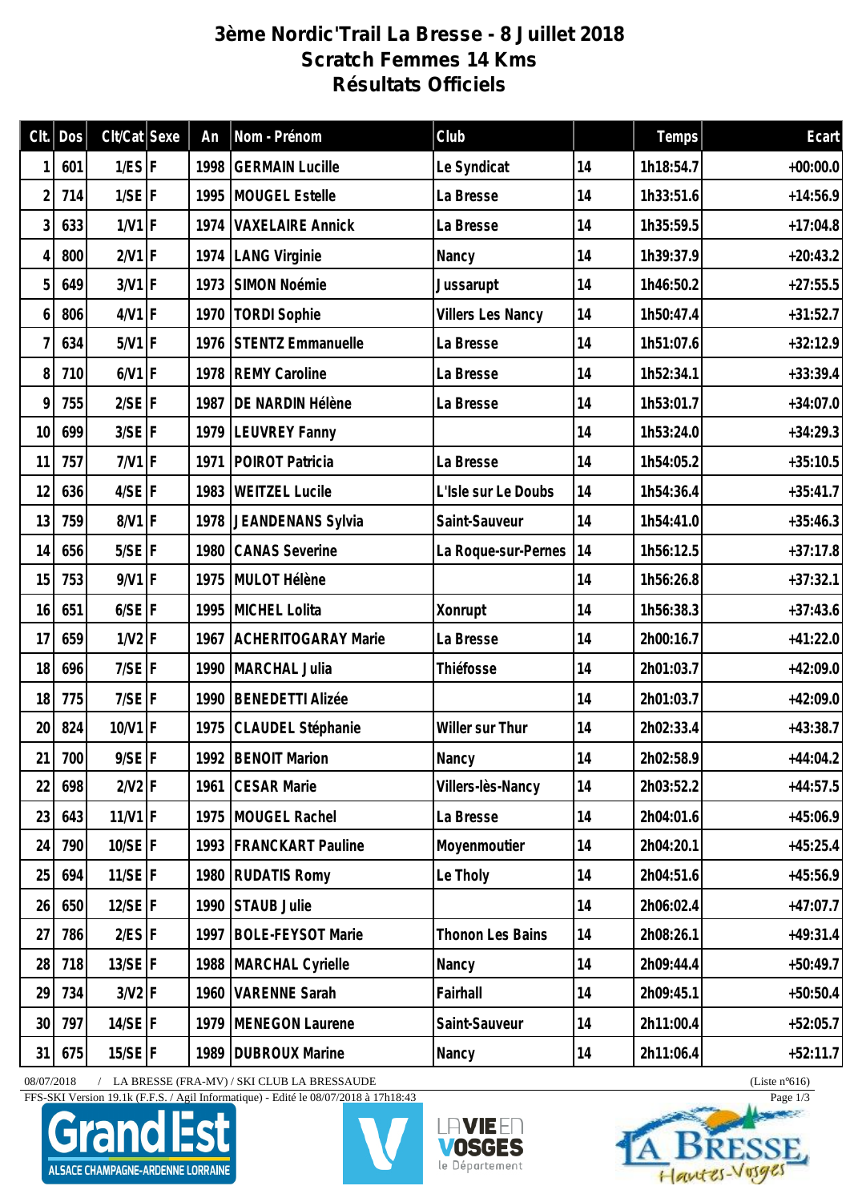# 3ème Nordic'Trail La Bresse - 8 Juillet 2018
## Scratch Femmes 14 Kms
## Résultats Officiels

| Clt. | Dos | Clt/Cat | Sexe | An | Nom - Prénom | Club | | Temps | Ecart |
|---|---|---|---|---|---|---|---|---|---|
| 1 | 601 | 1/ES | F | 1998 | GERMAIN Lucille | Le Syndicat | 14 | 1h18:54.7 | +00:00.0 |
| 2 | 714 | 1/SE | F | 1995 | MOUGEL Estelle | La Bresse | 14 | 1h33:51.6 | +14:56.9 |
| 3 | 633 | 1/V1 | F | 1974 | VAXELAIRE Annick | La Bresse | 14 | 1h35:59.5 | +17:04.8 |
| 4 | 800 | 2/V1 | F | 1974 | LANG Virginie | Nancy | 14 | 1h39:37.9 | +20:43.2 |
| 5 | 649 | 3/V1 | F | 1973 | SIMON Noémie | Jussarupt | 14 | 1h46:50.2 | +27:55.5 |
| 6 | 806 | 4/V1 | F | 1970 | TORDI Sophie | Villers Les Nancy | 14 | 1h50:47.4 | +31:52.7 |
| 7 | 634 | 5/V1 | F | 1976 | STENTZ Emmanuelle | La Bresse | 14 | 1h51:07.6 | +32:12.9 |
| 8 | 710 | 6/V1 | F | 1978 | REMY Caroline | La Bresse | 14 | 1h52:34.1 | +33:39.4 |
| 9 | 755 | 2/SE | F | 1987 | DE NARDIN Hélène | La Bresse | 14 | 1h53:01.7 | +34:07.0 |
| 10 | 699 | 3/SE | F | 1979 | LEUVREY Fanny | | 14 | 1h53:24.0 | +34:29.3 |
| 11 | 757 | 7/V1 | F | 1971 | POIROT Patricia | La Bresse | 14 | 1h54:05.2 | +35:10.5 |
| 12 | 636 | 4/SE | F | 1983 | WEITZEL Lucile | L'Isle sur Le Doubs | 14 | 1h54:36.4 | +35:41.7 |
| 13 | 759 | 8/V1 | F | 1978 | JEANDENANS Sylvia | Saint-Sauveur | 14 | 1h54:41.0 | +35:46.3 |
| 14 | 656 | 5/SE | F | 1980 | CANAS Severine | La Roque-sur-Pernes | 14 | 1h56:12.5 | +37:17.8 |
| 15 | 753 | 9/V1 | F | 1975 | MULOT Hélène | | 14 | 1h56:26.8 | +37:32.1 |
| 16 | 651 | 6/SE | F | 1995 | MICHEL Lolita | Xonrupt | 14 | 1h56:38.3 | +37:43.6 |
| 17 | 659 | 1/V2 | F | 1967 | ACHERITOGARAY Marie | La Bresse | 14 | 2h00:16.7 | +41:22.0 |
| 18 | 696 | 7/SE | F | 1990 | MARCHAL Julia | Thiéfosse | 14 | 2h01:03.7 | +42:09.0 |
| 18 | 775 | 7/SE | F | 1990 | BENEDETTI Alizée | | 14 | 2h01:03.7 | +42:09.0 |
| 20 | 824 | 10/V1 | F | 1975 | CLAUDEL Stéphanie | Willer sur Thur | 14 | 2h02:33.4 | +43:38.7 |
| 21 | 700 | 9/SE | F | 1992 | BENOIT Marion | Nancy | 14 | 2h02:58.9 | +44:04.2 |
| 22 | 698 | 2/V2 | F | 1961 | CESAR Marie | Villers-lès-Nancy | 14 | 2h03:52.2 | +44:57.5 |
| 23 | 643 | 11/V1 | F | 1975 | MOUGEL Rachel | La Bresse | 14 | 2h04:01.6 | +45:06.9 |
| 24 | 790 | 10/SE | F | 1993 | FRANCKART Pauline | Moyenmoutier | 14 | 2h04:20.1 | +45:25.4 |
| 25 | 694 | 11/SE | F | 1980 | RUDATIS Romy | Le Tholy | 14 | 2h04:51.6 | +45:56.9 |
| 26 | 650 | 12/SE | F | 1990 | STAUB Julie | | 14 | 2h06:02.4 | +47:07.7 |
| 27 | 786 | 2/ES | F | 1997 | BOLE-FEYSOT Marie | Thonon Les Bains | 14 | 2h08:26.1 | +49:31.4 |
| 28 | 718 | 13/SE | F | 1988 | MARCHAL Cyrielle | Nancy | 14 | 2h09:44.4 | +50:49.7 |
| 29 | 734 | 3/V2 | F | 1960 | VARENNE Sarah | Fairhall | 14 | 2h09:45.1 | +50:50.4 |
| 30 | 797 | 14/SE | F | 1979 | MENEGON Laurene | Saint-Sauveur | 14 | 2h11:00.4 | +52:05.7 |
| 31 | 675 | 15/SE | F | 1989 | DUBROUX Marine | Nancy | 14 | 2h11:06.4 | +52:11.7 |

08/07/2018 / LA BRESSE (FRA-MV) / SKI CLUB LA BRESSAUDE (Liste n°616)

FFS-SKI Version 19.1k (F.F.S. / Agil Informatique) - Edité le 08/07/2018 à 17h18:43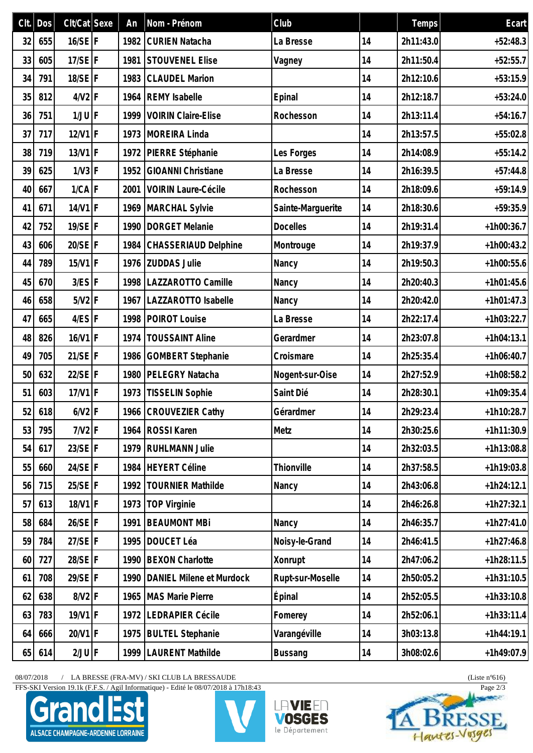| Clt. | Dos | Clt/Cat | Sexe | An | Nom - Prénom | Club | | Temps | Ecart |
|---|---|---|---|---|---|---|---|---|---|
| 32 | 655 | 16/SE | F | 1982 | CURIEN Natacha | La Bresse | 14 | 2h11:43.0 | +52:48.3 |
| 33 | 605 | 17/SE | F | 1981 | STOUVENEL Elise | Vagney | 14 | 2h11:50.4 | +52:55.7 |
| 34 | 791 | 18/SE | F | 1983 | CLAUDEL Marion | | 14 | 2h12:10.6 | +53:15.9 |
| 35 | 812 | 4/V2 | F | 1964 | REMY Isabelle | Epinal | 14 | 2h12:18.7 | +53:24.0 |
| 36 | 751 | 1/JU | F | 1999 | VOIRIN Claire-Elise | Rochesson | 14 | 2h13:11.4 | +54:16.7 |
| 37 | 717 | 12/V1 | F | 1973 | MOREIRA Linda | | 14 | 2h13:57.5 | +55:02.8 |
| 38 | 719 | 13/V1 | F | 1972 | PIERRE Stéphanie | Les Forges | 14 | 2h14:08.9 | +55:14.2 |
| 39 | 625 | 1/V3 | F | 1952 | GIOANNI Christiane | La Bresse | 14 | 2h16:39.5 | +57:44.8 |
| 40 | 667 | 1/CA | F | 2001 | VOIRIN Laure-Cécile | Rochesson | 14 | 2h18:09.6 | +59:14.9 |
| 41 | 671 | 14/V1 | F | 1969 | MARCHAL Sylvie | Sainte-Marguerite | 14 | 2h18:30.6 | +59:35.9 |
| 42 | 752 | 19/SE | F | 1990 | DORGET Melanie | Docelles | 14 | 2h19:31.4 | +1h00:36.7 |
| 43 | 606 | 20/SE | F | 1984 | CHASSERIAUD Delphine | Montrouge | 14 | 2h19:37.9 | +1h00:43.2 |
| 44 | 789 | 15/V1 | F | 1976 | ZUDDAS Julie | Nancy | 14 | 2h19:50.3 | +1h00:55.6 |
| 45 | 670 | 3/ES | F | 1998 | LAZZAROTTO Camille | Nancy | 14 | 2h20:40.3 | +1h01:45.6 |
| 46 | 658 | 5/V2 | F | 1967 | LAZZAROTTO Isabelle | Nancy | 14 | 2h20:42.0 | +1h01:47.3 |
| 47 | 665 | 4/ES | F | 1998 | POIROT Louise | La Bresse | 14 | 2h22:17.4 | +1h03:22.7 |
| 48 | 826 | 16/V1 | F | 1974 | TOUSSAINT Aline | Gerardmer | 14 | 2h23:07.8 | +1h04:13.1 |
| 49 | 705 | 21/SE | F | 1986 | GOMBERT Stephanie | Croismare | 14 | 2h25:35.4 | +1h06:40.7 |
| 50 | 632 | 22/SE | F | 1980 | PELEGRY Natacha | Nogent-sur-Oise | 14 | 2h27:52.9 | +1h08:58.2 |
| 51 | 603 | 17/V1 | F | 1973 | TISSELIN Sophie | Saint Dié | 14 | 2h28:30.1 | +1h09:35.4 |
| 52 | 618 | 6/V2 | F | 1966 | CROUVEZIER Cathy | Gérardmer | 14 | 2h29:23.4 | +1h10:28.7 |
| 53 | 795 | 7/V2 | F | 1964 | ROSSI Karen | Metz | 14 | 2h30:25.6 | +1h11:30.9 |
| 54 | 617 | 23/SE | F | 1979 | RUHLMANN Julie | | 14 | 2h32:03.5 | +1h13:08.8 |
| 55 | 660 | 24/SE | F | 1984 | HEYERT Céline | Thionville | 14 | 2h37:58.5 | +1h19:03.8 |
| 56 | 715 | 25/SE | F | 1992 | TOURNIER Mathilde | Nancy | 14 | 2h43:06.8 | +1h24:12.1 |
| 57 | 613 | 18/V1 | F | 1973 | TOP Virginie | | 14 | 2h46:26.8 | +1h27:32.1 |
| 58 | 684 | 26/SE | F | 1991 | BEAUMONT MBi | Nancy | 14 | 2h46:35.7 | +1h27:41.0 |
| 59 | 784 | 27/SE | F | 1995 | DOUCET Léa | Noisy-le-Grand | 14 | 2h46:41.5 | +1h27:46.8 |
| 60 | 727 | 28/SE | F | 1990 | BEXON Charlotte | Xonrupt | 14 | 2h47:06.2 | +1h28:11.5 |
| 61 | 708 | 29/SE | F | 1990 | DANIEL Milene et Murdock | Rupt-sur-Moselle | 14 | 2h50:05.2 | +1h31:10.5 |
| 62 | 638 | 8/V2 | F | 1965 | MAS Marie Pierre | Épinal | 14 | 2h52:05.5 | +1h33:10.8 |
| 63 | 783 | 19/V1 | F | 1972 | LEDRAPIER Cécile | Fomerey | 14 | 2h52:06.1 | +1h33:11.4 |
| 64 | 666 | 20/V1 | F | 1975 | BULTEL Stephanie | Varangéville | 14 | 3h03:13.8 | +1h44:19.1 |
| 65 | 614 | 2/JU | F | 1999 | LAURENT Mathilde | Bussang | 14 | 3h08:02.6 | +1h49:07.9 |

08/07/2018 / LA BRESSE (FRA-MV) / SKI CLUB LA BRESSAUDE (Liste n°616)

FFS-SKI Version 19.1k (F.F.S. / Agil Informatique) - Edité le 08/07/2018 à 17h18:43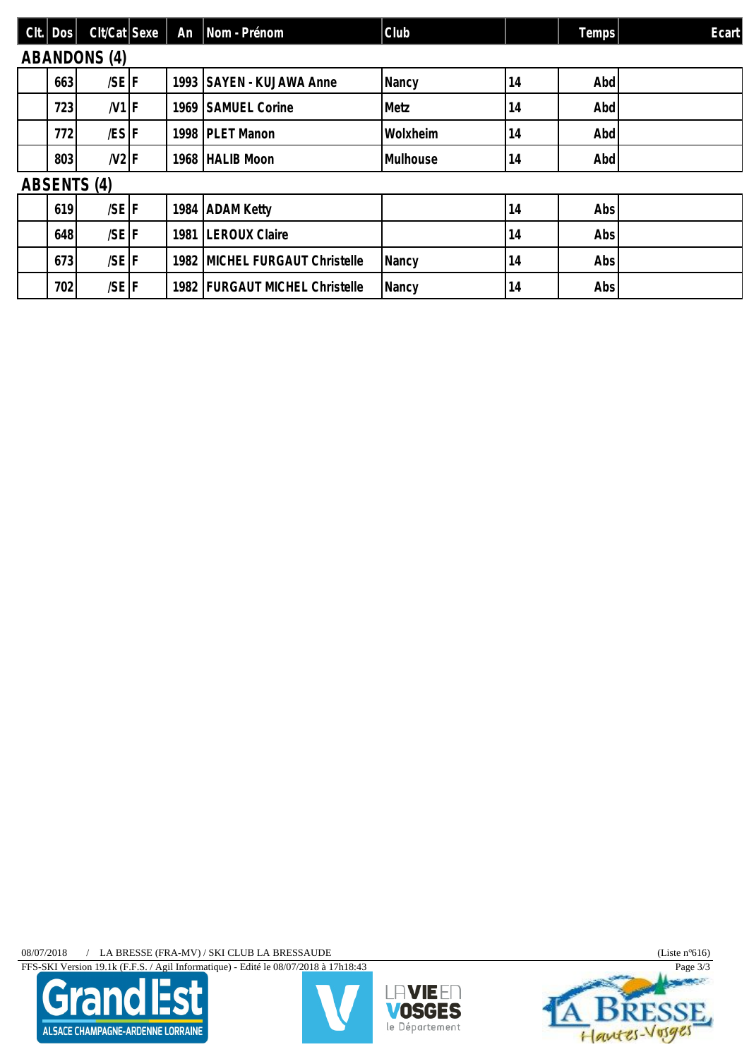| Clt. | Dos | Clt/Cat | Sexe | An | Nom - Prénom | Club | | Temps | Ecart |
|---|---|---|---|---|---|---|---|---|---|

## ABANDONS (4)

| Clt. | Dos | Clt/Cat | Sexe | An | Nom - Prénom | Club | | Temps | Ecart |
|---|---|---|---|---|---|---|---|---|---|
| | 663 | /SE | F | 1993 | SAYEN - KUJAWA Anne | Nancy | 14 | Abd | |
| | 723 | /V1 | F | 1969 | SAMUEL Corine | Metz | 14 | Abd | |
| | 772 | /ES | F | 1998 | PLET Manon | Wolxheim | 14 | Abd | |
| | 803 | /V2 | F | 1968 | HALIB Moon | Mulhouse | 14 | Abd | |

## ABSENTS (4)

| Clt. | Dos | Clt/Cat | Sexe | An | Nom - Prénom | Club | | Temps | Ecart |
|---|---|---|---|---|---|---|---|---|---|
| | 619 | /SE | F | 1984 | ADAM Ketty | | 14 | Abs | |
| | 648 | /SE | F | 1981 | LEROUX Claire | | 14 | Abs | |
| | 673 | /SE | F | 1982 | MICHEL FURGAUT Christelle | Nancy | 14 | Abs | |
| | 702 | /SE | F | 1982 | FURGAUT MICHEL Christelle | Nancy | 14 | Abs | |

08/07/2018 / LA BRESSE (FRA-MV) / SKI CLUB LA BRESSAUDE (Liste n°616)

FFS-SKI Version 19.1k (F.F.S. / Agil Informatique) - Edité le 08/07/2018 à 17h18:43